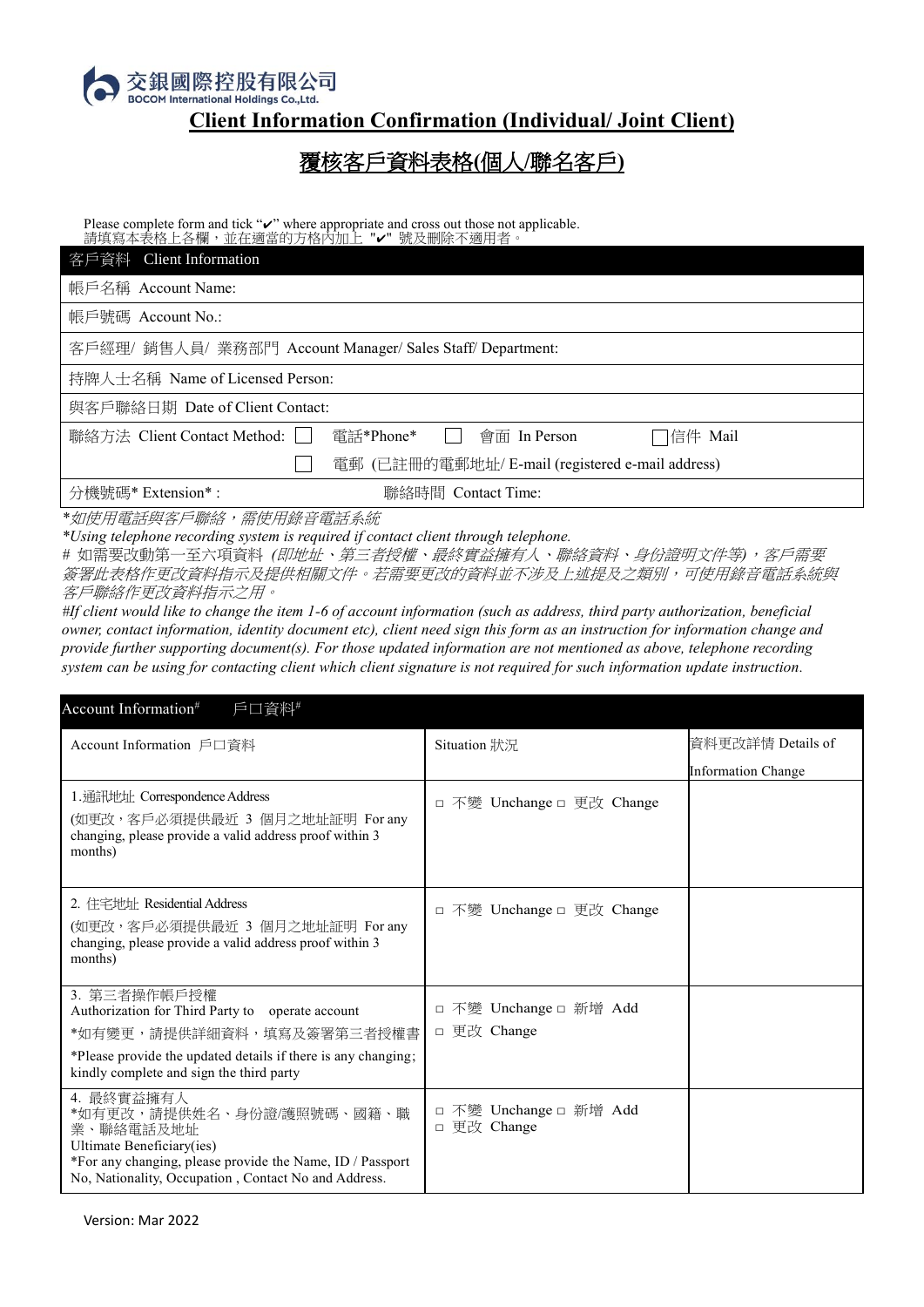交銀國際控股有限公司
BOCOM International Holdings Co.,Ltd.

# Client Information Confirmation (Individual/ Joint Client)

# 覆核客戶資料表格(個人/聯名客戶)

Please complete form and tick "✔" where appropriate and cross out those not applicable.
請填寫本表格上各欄，並在適當的方格內加上 "✔" 號及刪除不適用者。

| 客戶資料 Client Information | |
|---|---|
| 帳戶名稱 Account Name: | |
| 帳戶號碼 Account No.: | |
| 客戶經理/ 銷售人員/ 業務部門 Account Manager/ Sales Staff/ Department: | |
| 持牌人士名稱 Name of Licensed Person: | |
| 與客戶聯絡日期 Date of Client Contact: | |
| 聯絡方法 Client Contact Method: ☐ 電話*Phone* ☐ 會面 In Person ☐ 信件 Mail ☐ 電郵 (已註冊的電郵地址/ E-mail (registered e-mail address) | |
| 分機號碼* Extension* : | 聯絡時間 Contact Time: |

*如使用電話與客戶聯絡，需使用錄音電話系統*

*\*Using telephone recording system is required if contact client through telephone.*

# 如需要改動第一至六項資料 *(即地址、第三者授權、最終實益擁有人、聯絡資料、身份證明文件等)，客戶需要簽署此表格作更改資料指示及提供相關文件。若需要更改的資料並不涉及上述提及之類別，可使用錄音電話系統與客戶聯絡作更改資料指示之用。*

*#If client would like to change the item 1-6 of account information (such as address, third party authorization, beneficial owner, contact information, identity document etc), client need sign this form as an instruction for information change and provide further supporting document(s). For those updated information are not mentioned as above, telephone recording system can be using for contacting client which client signature is not required for such information update instruction.*

| Account Information# 戶口資料# | | |
|---|---|---|
| Account Information 戶口資料 | Situation 狀況 | 資料更改詳情 Details of Information Change |
| 1.通訊地址 Correspondence Address (如更改，客戶必須提供最近 3 個月之地址証明 For any changing, please provide a valid address proof within 3 months) | □ 不變 Unchange □ 更改 Change | |
| 2. 住宅地址 Residential Address (如更改，客戶必須提供最近 3 個月之地址証明 For any changing, please provide a valid address proof within 3 months) | □ 不變 Unchange □ 更改 Change | |
| 3. 第三者操作帳戶授權 Authorization for Third Party to operate account *如有變更，請提供詳細資料，填寫及簽署第三者授權書 *Please provide the updated details if there is any changing; kindly complete and sign the third party | □ 不變 Unchange □ 新增 Add □ 更改 Change | |
| 4. 最終實益擁有人 *如有更改，請提供姓名、身份證/護照號碼、國籍、職業、聯絡電話及地址 Ultimate Beneficiary(ies) *For any changing, please provide the Name, ID / Passport No, Nationality, Occupation , Contact No and Address. | □ 不變 Unchange □ 新增 Add □ 更改 Change | |

Version: Mar 2022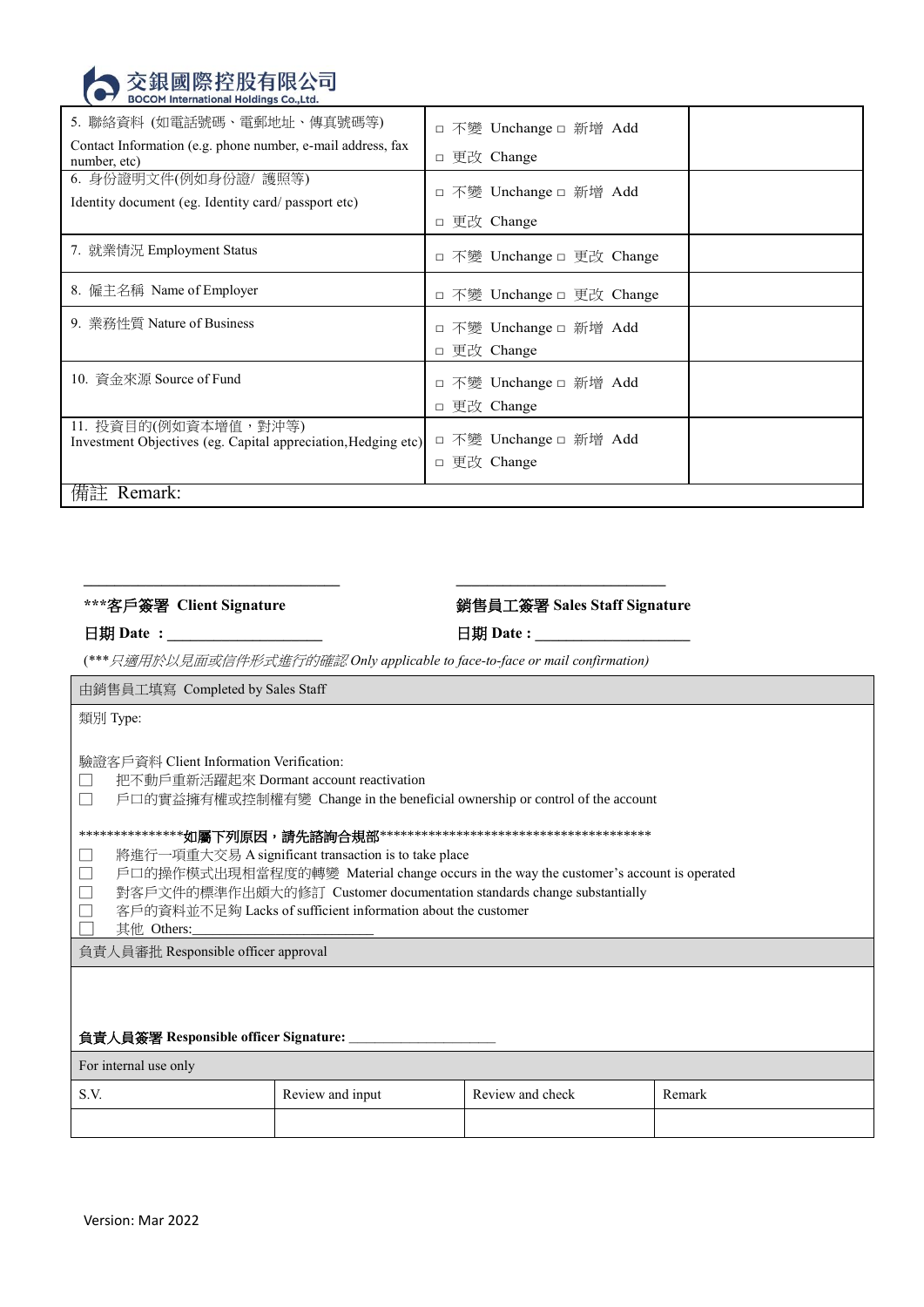交銀國際控股有限公司
BOCOM International Holdings Co.,Ltd.

| | | |
|---|---|---|
| 5. 聯絡資料 (如電話號碼、電郵地址、傳真號碼等)<br>Contact Information (e.g. phone number, e-mail address, fax number, etc) | □ 不變 Unchange □ 新增 Add<br>□ 更改 Change | |
| 6. 身份證明文件(例如身份證/ 護照等)<br>Identity document (eg. Identity card/ passport etc) | □ 不變 Unchange □ 新增 Add<br>□ 更改 Change | |
| 7. 就業情況 Employment Status | □ 不變 Unchange □ 更改 Change | |
| 8. 僱主名稱 Name of Employer | □ 不變 Unchange □ 更改 Change | |
| 9. 業務性質 Nature of Business | □ 不變 Unchange □ 新增 Add<br>□ 更改 Change | |
| 10. 資金來源 Source of Fund | □ 不變 Unchange □ 新增 Add<br>□ 更改 Change | |
| 11. 投資目的(例如資本增值，對沖等)<br>Investment Objectives (eg. Capital appreciation,Hedging etc) | □ 不變 Unchange □ 新增 Add<br>□ 更改 Change | |
| 備註 Remark: | | |

______________________________

**\*\*\*客戶簽署 Client Signature**

**日期 Date ：____________________**

______________________________

**銷售員工簽署 Sales Staff Signature**

**日期 Date : ____________________**

(*\*\*\*只適用於以見面或信件形式進行的確認 Only applicable to face-to-face or mail confirmation)*

由銷售員工填寫 Completed by Sales Staff

類別 Type:

驗證客戶資料 Client Information Verification:

☐ 把不動戶重新活躍起來 Dormant account reactivation
☐ 戶口的實益擁有權或控制權有變 Change in the beneficial ownership or control of the account

\*\*\*\*\*\*\*\*\*\*\*\*\*\*\*\***如屬下列原因，請先諮詢合規部**\*\*\*\*\*\*\*\*\*\*\*\*\*\*\*\*\*\*\*\*\*\*\*\*\*\*\*\*\*\*\*\*\*\*\*\*\*\*\*\*

☐ 將進行一項重大交易 A significant transaction is to take place
☐ 戶口的操作模式出現相當程度的轉變 Material change occurs in the way the customer's account is operated
☐ 對客戶文件的標準作出頗大的修訂 Customer documentation standards change substantially
☐ 客戶的資料並不足夠 Lacks of sufficient information about the customer
☐ 其他 Others:________________________

負責人員審批 Responsible officer approval

**負責人員簽署 Responsible officer Signature:** ____________________

For internal use only

| S.V. | Review and input | Review and check | Remark |
|---|---|---|---|
| | | | |

Version: Mar 2022